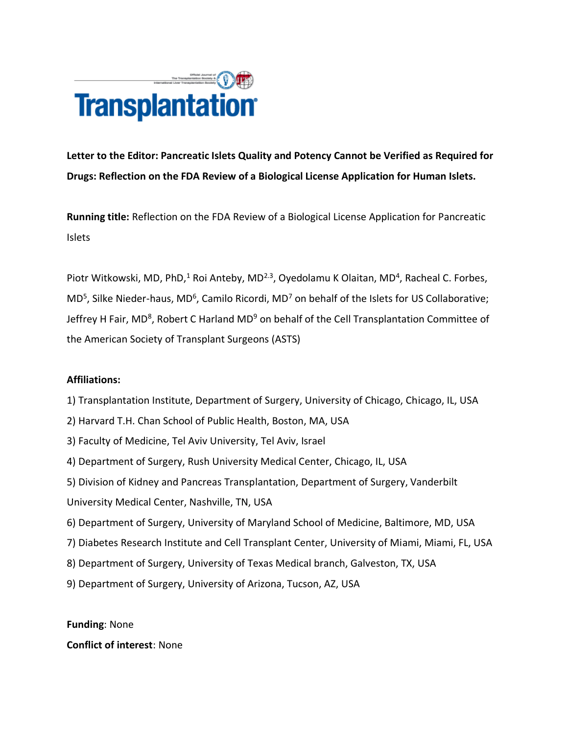**Letter to the Editor: Pancreatic Islets Quality and Potency Cannot be Verified as Required for Drugs: Reflection on the FDA Review of a Biological License Application for Human Islets.**

**Running title:** Reflection on the FDA Review of a Biological License Application for Pancreatic Islets

Piotr Witkowski, MD, PhD,[1] Roi Anteby, MD[2,3], Oyedolamu K Olaitan, MD[4], Racheal C. Forbes, MD[5], Silke Nieder-haus, MD[6], Camilo Ricordi, MD[7] on behalf of the Islets for US Collaborative; Jeffrey H Fair, MD[8], Robert C Harland MD[9] on behalf of the Cell Transplantation Committee of the American Society of Transplant Surgeons (ASTS)

**Affiliations:**

1) Transplantation Institute, Department of Surgery, University of Chicago, Chicago, IL, USA
2) Harvard T.H. Chan School of Public Health, Boston, MA, USA
3) Faculty of Medicine, Tel Aviv University, Tel Aviv, Israel
4) Department of Surgery, Rush University Medical Center, Chicago, IL, USA
5) Division of Kidney and Pancreas Transplantation, Department of Surgery, Vanderbilt University Medical Center, Nashville, TN, USA
6) Department of Surgery, University of Maryland School of Medicine, Baltimore, MD, USA
7) Diabetes Research Institute and Cell Transplant Center, University of Miami, Miami, FL, USA
8) Department of Surgery, University of Texas Medical branch, Galveston, TX, USA
9) Department of Surgery, University of Arizona, Tucson, AZ, USA

**Funding**: None

**Conflict of interest**: None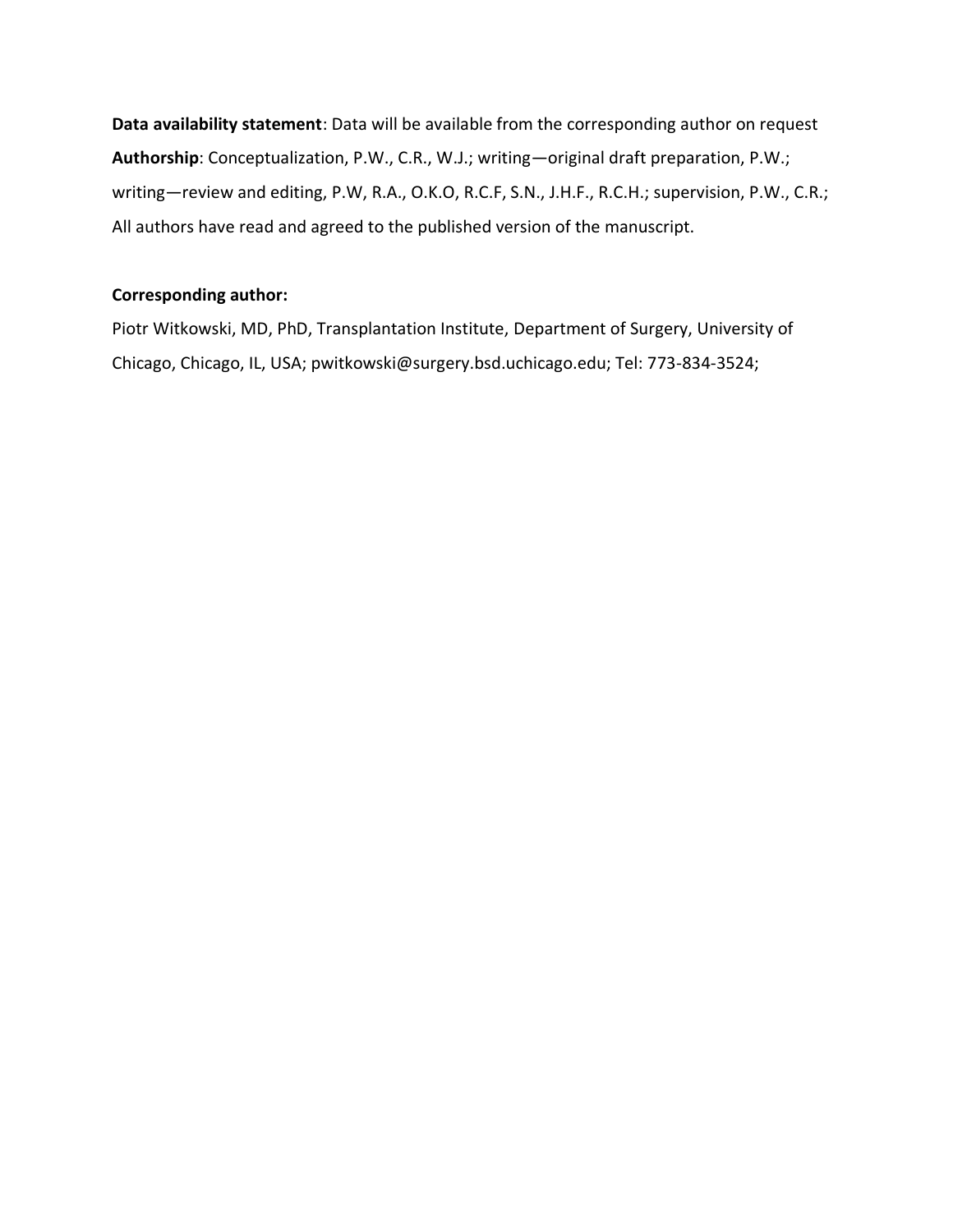**Data availability statement**: Data will be available from the corresponding author on request

**Authorship**: Conceptualization, P.W., C.R., W.J.; writing—original draft preparation, P.W.; writing—review and editing, P.W, R.A., O.K.O, R.C.F, S.N., J.H.F., R.C.H.; supervision, P.W., C.R.; All authors have read and agreed to the published version of the manuscript.

**Corresponding author:**

Piotr Witkowski, MD, PhD, Transplantation Institute, Department of Surgery, University of Chicago, Chicago, IL, USA; pwitkowski@surgery.bsd.uchicago.edu; Tel: 773-834-3524;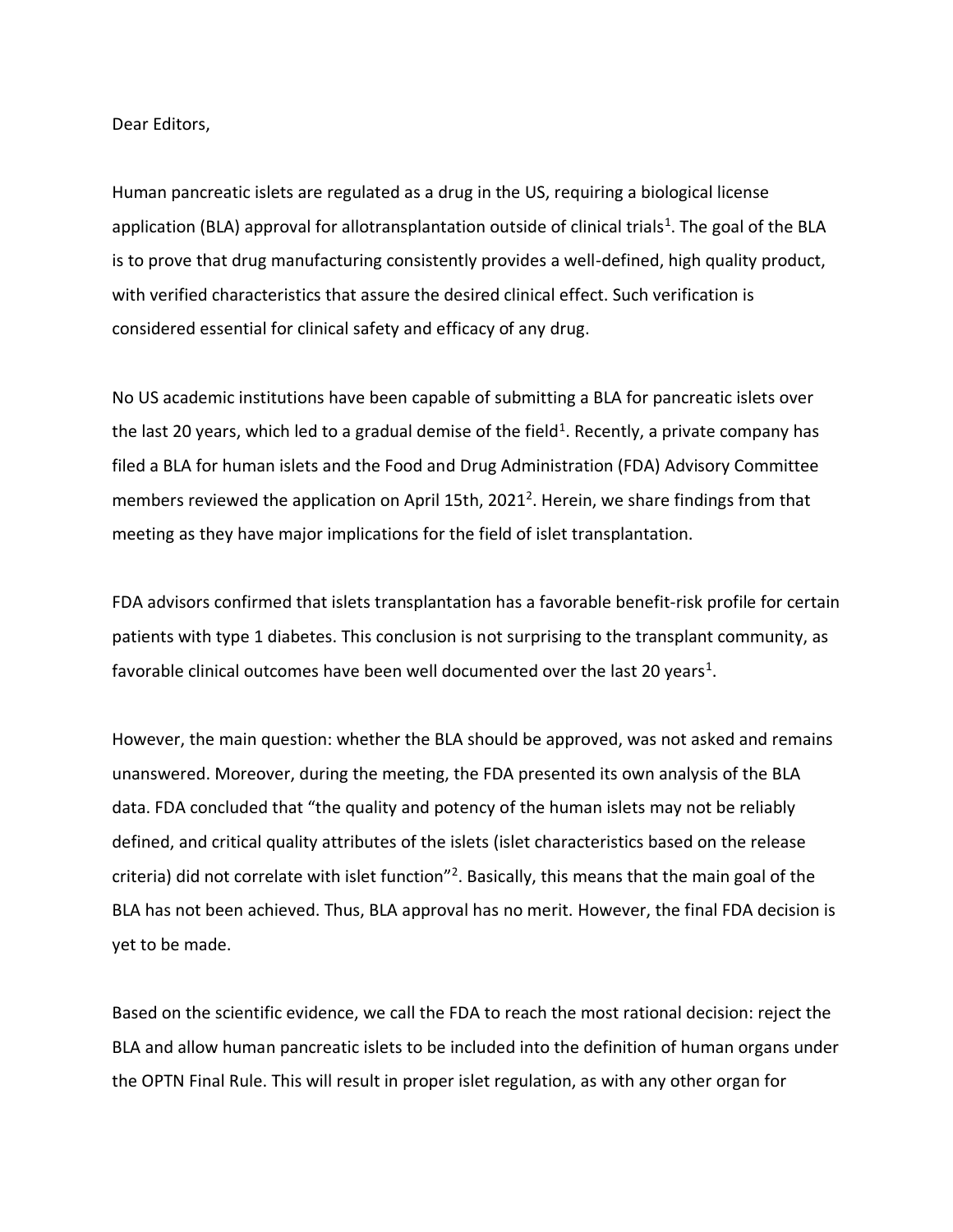Dear Editors,

Human pancreatic islets are regulated as a drug in the US, requiring a biological license application (BLA) approval for allotransplantation outside of clinical trials[1]. The goal of the BLA is to prove that drug manufacturing consistently provides a well-defined, high quality product, with verified characteristics that assure the desired clinical effect. Such verification is considered essential for clinical safety and efficacy of any drug.

No US academic institutions have been capable of submitting a BLA for pancreatic islets over the last 20 years, which led to a gradual demise of the field[1]. Recently, a private company has filed a BLA for human islets and the Food and Drug Administration (FDA) Advisory Committee members reviewed the application on April 15th, 2021[2]. Herein, we share findings from that meeting as they have major implications for the field of islet transplantation.

FDA advisors confirmed that islets transplantation has a favorable benefit-risk profile for certain patients with type 1 diabetes. This conclusion is not surprising to the transplant community, as favorable clinical outcomes have been well documented over the last 20 years[1].

However, the main question: whether the BLA should be approved, was not asked and remains unanswered. Moreover, during the meeting, the FDA presented its own analysis of the BLA data. FDA concluded that "the quality and potency of the human islets may not be reliably defined, and critical quality attributes of the islets (islet characteristics based on the release criteria) did not correlate with islet function"[2]. Basically, this means that the main goal of the BLA has not been achieved. Thus, BLA approval has no merit. However, the final FDA decision is yet to be made.

Based on the scientific evidence, we call the FDA to reach the most rational decision: reject the BLA and allow human pancreatic islets to be included into the definition of human organs under the OPTN Final Rule. This will result in proper islet regulation, as with any other organ for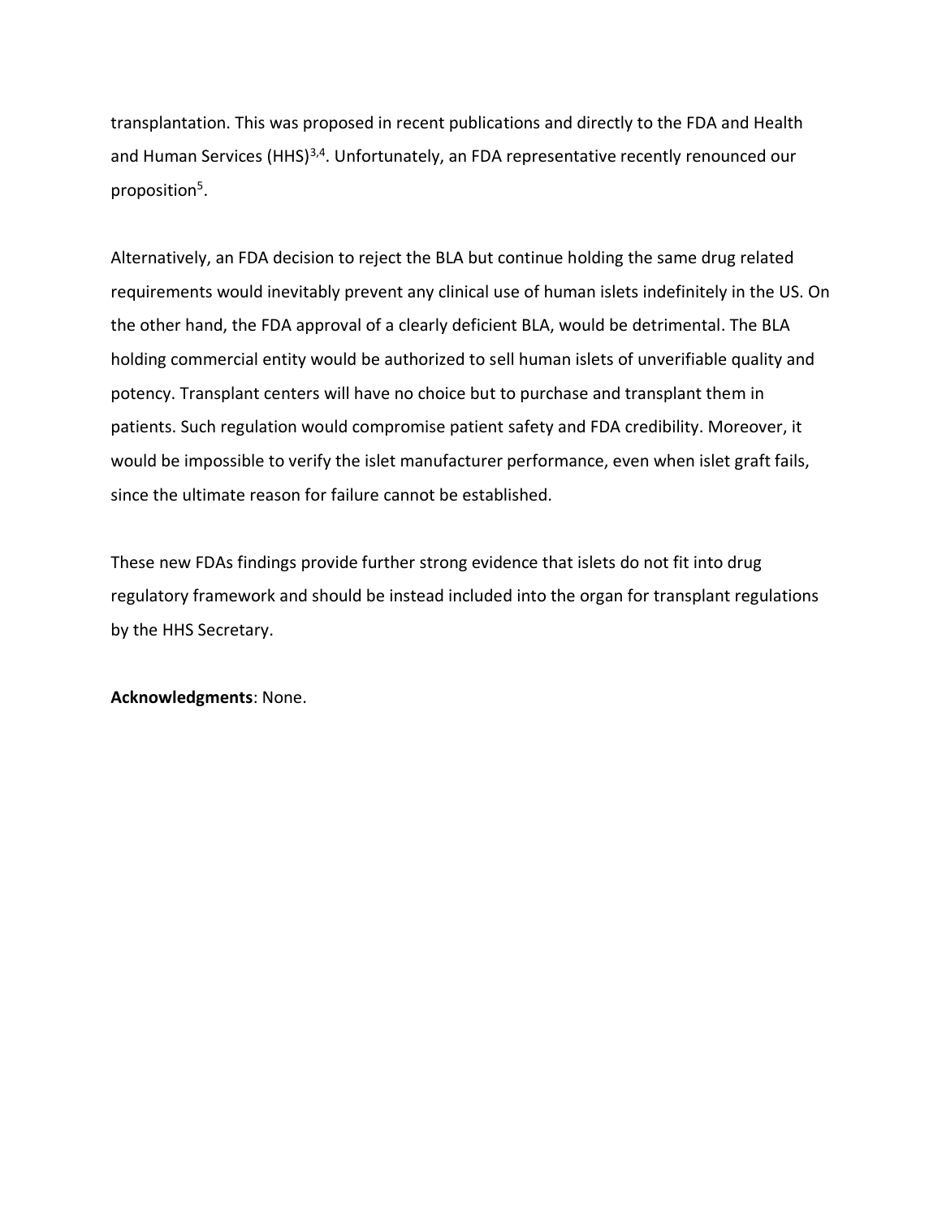transplantation. This was proposed in recent publications and directly to the FDA and Health and Human Services (HHS)[3,4]. Unfortunately, an FDA representative recently renounced our proposition[5].

Alternatively, an FDA decision to reject the BLA but continue holding the same drug related requirements would inevitably prevent any clinical use of human islets indefinitely in the US. On the other hand, the FDA approval of a clearly deficient BLA, would be detrimental. The BLA holding commercial entity would be authorized to sell human islets of unverifiable quality and potency. Transplant centers will have no choice but to purchase and transplant them in patients. Such regulation would compromise patient safety and FDA credibility. Moreover, it would be impossible to verify the islet manufacturer performance, even when islet graft fails, since the ultimate reason for failure cannot be established.

These new FDAs findings provide further strong evidence that islets do not fit into drug regulatory framework and should be instead included into the organ for transplant regulations by the HHS Secretary.

**Acknowledgments**: None.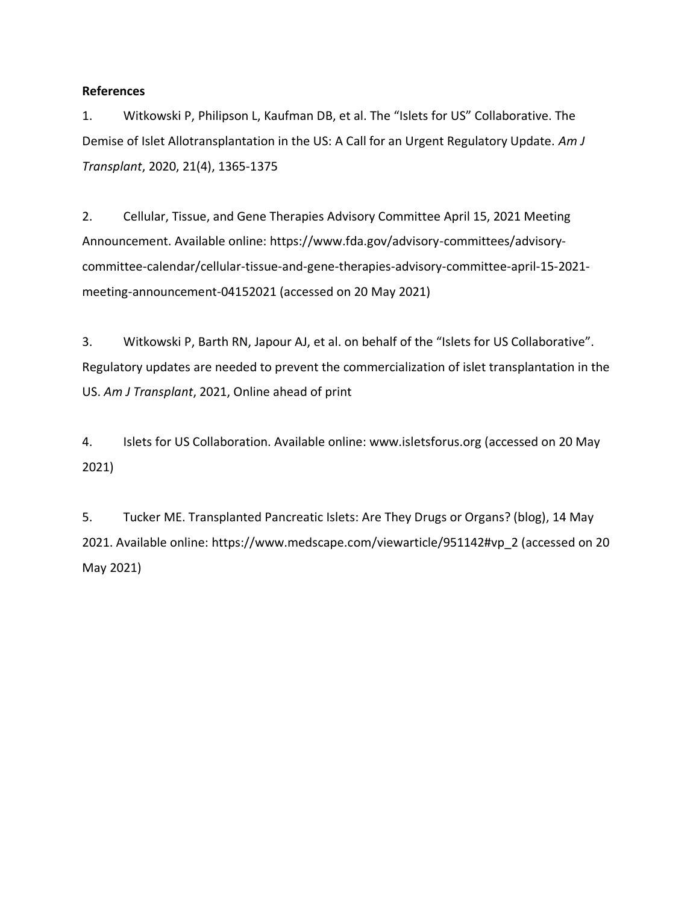**References**

1. Witkowski P, Philipson L, Kaufman DB, et al. The "Islets for US" Collaborative. The Demise of Islet Allotransplantation in the US: A Call for an Urgent Regulatory Update. *Am J Transplant*, 2020, 21(4), 1365-1375

2. Cellular, Tissue, and Gene Therapies Advisory Committee April 15, 2021 Meeting Announcement. Available online: https://www.fda.gov/advisory-committees/advisory-committee-calendar/cellular-tissue-and-gene-therapies-advisory-committee-april-15-2021-meeting-announcement-04152021 (accessed on 20 May 2021)

3. Witkowski P, Barth RN, Japour AJ, et al. on behalf of the "Islets for US Collaborative". Regulatory updates are needed to prevent the commercialization of islet transplantation in the US. *Am J Transplant*, 2021, Online ahead of print

4. Islets for US Collaboration. Available online: www.isletsforus.org (accessed on 20 May 2021)

5. Tucker ME. Transplanted Pancreatic Islets: Are They Drugs or Organs? (blog), 14 May 2021. Available online: https://www.medscape.com/viewarticle/951142#vp_2 (accessed on 20 May 2021)